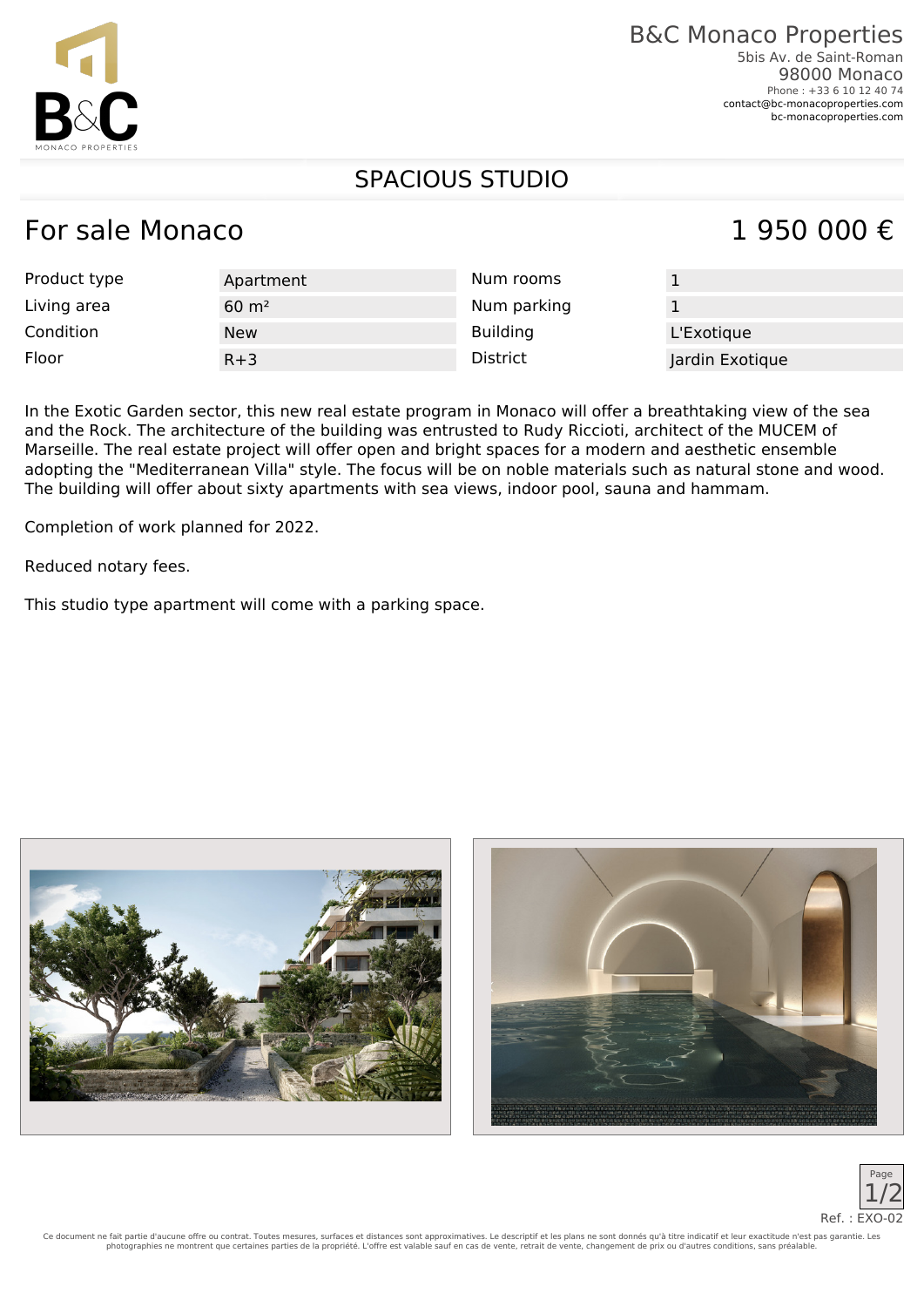B&C Monaco Properties
5bis Av. de Saint-Roman
98000 Monaco
Phone : +33 6 10 12 40 74
contact@bc-monacoproperties.com
bc-monacoproperties.com

# SPACIOUS STUDIO

## For sale Monaco

## 1 950 000 €

| | | | |
|---|---|---|---|
| Product type | Apartment | Num rooms | 1 |
| Living area | 60 m² | Num parking | 1 |
| Condition | New | Building | L'Exotique |
| Floor | R+3 | District | Jardin Exotique |

In the Exotic Garden sector, this new real estate program in Monaco will offer a breathtaking view of the sea and the Rock. The architecture of the building was entrusted to Rudy Ricciotti, architect of the MUCEM of Marseille. The real estate project will offer open and bright spaces for a modern and aesthetic ensemble adopting the "Mediterranean Villa" style. The focus will be on noble materials such as natural stone and wood. The building will offer about sixty apartments with sea views, indoor pool, sauna and hammam.

Completion of work planned for 2022.

Reduced notary fees.

This studio type apartment will come with a parking space.

Ref. : EXO-02

Ce document ne fait partie d'aucune offre ou contrat. Toutes mesures, surfaces et distances sont approximatives. Le descriptif et les plans ne sont donnés qu'à titre indicatif et leur exactitude n'est pas garantie. Les photographies ne montrent que certaines parties de la propriété. L'offre est valable sauf en cas de vente, retrait de vente, changement de prix ou d'autres conditions, sans préalable.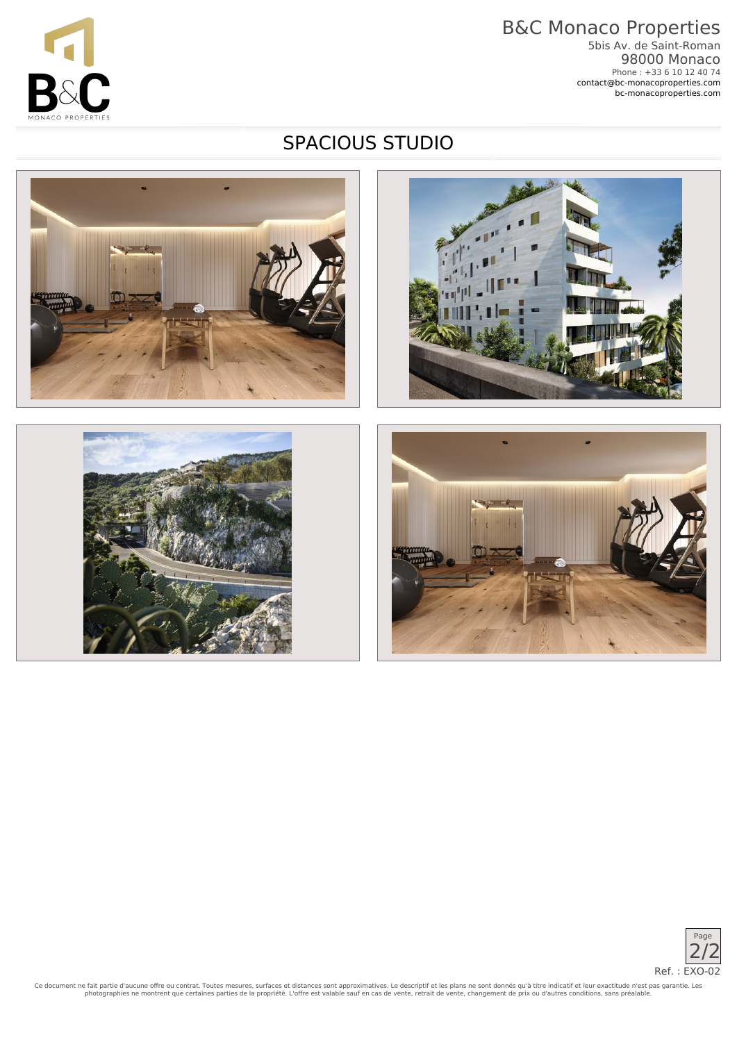# SPACIOUS STUDIO

Ref. : EXO-02

Ce document ne fait partie d'aucune offre ou contrat. Toutes mesures, surfaces et distances sont approximatives. Le descriptif et les plans ne sont donnés qu'à titre indicatif et leur exactitude n'est pas garantie. Les photographies ne montrent que certaines parties de la propriété. L'offre est valable sauf en cas de vente, retrait de vente, changement de prix ou d'autres conditions, sans préalable.